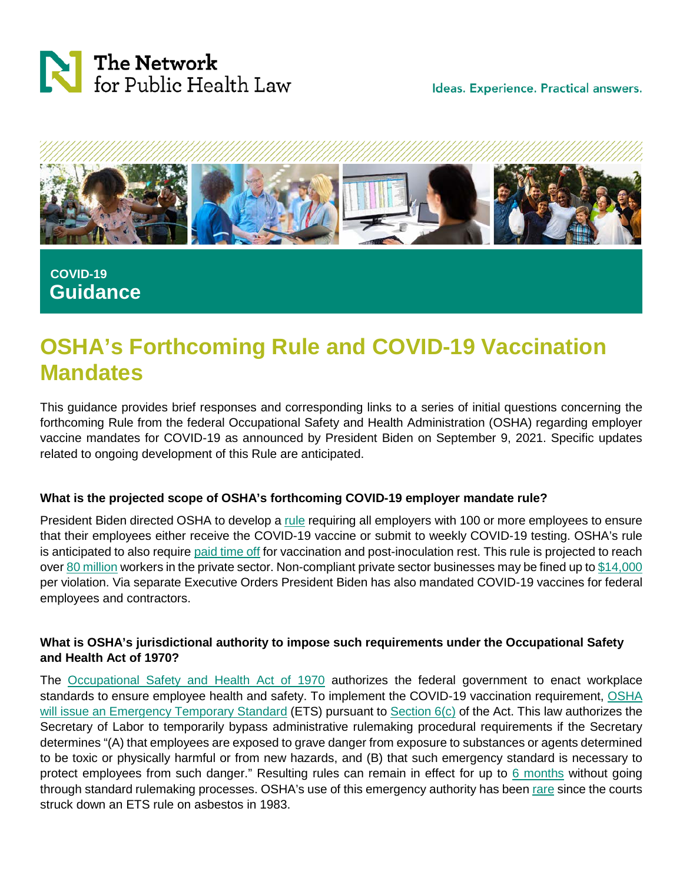The Network for Public Health Law

Ideas. Experience. Practical answers.

COVID-19
**Guidance**

# OSHA's Forthcoming Rule and COVID-19 Vaccination Mandates

This guidance provides brief responses and corresponding links to a series of initial questions concerning the forthcoming Rule from the federal Occupational Safety and Health Administration (OSHA) regarding employer vaccine mandates for COVID-19 as announced by President Biden on September 9, 2021. Specific updates related to ongoing development of this Rule are anticipated.

### What is the projected scope of OSHA's forthcoming COVID-19 employer mandate rule?

President Biden directed OSHA to develop a rule requiring all employers with 100 or more employees to ensure that their employees either receive the COVID-19 vaccine or submit to weekly COVID-19 testing. OSHA's rule is anticipated to also require paid time off for vaccination and post-inoculation rest. This rule is projected to reach over 80 million workers in the private sector. Non-compliant private sector businesses may be fined up to $14,000 per violation. Via separate Executive Orders President Biden has also mandated COVID-19 vaccines for federal employees and contractors.

### What is OSHA's jurisdictional authority to impose such requirements under the Occupational Safety and Health Act of 1970?

The Occupational Safety and Health Act of 1970 authorizes the federal government to enact workplace standards to ensure employee health and safety. To implement the COVID-19 vaccination requirement, OSHA will issue an Emergency Temporary Standard (ETS) pursuant to Section 6(c) of the Act. This law authorizes the Secretary of Labor to temporarily bypass administrative rulemaking procedural requirements if the Secretary determines "(A) that employees are exposed to grave danger from exposure to substances or agents determined to be toxic or physically harmful or from new hazards, and (B) that such emergency standard is necessary to protect employees from such danger." Resulting rules can remain in effect for up to 6 months without going through standard rulemaking processes. OSHA's use of this emergency authority has been rare since the courts struck down an ETS rule on asbestos in 1983.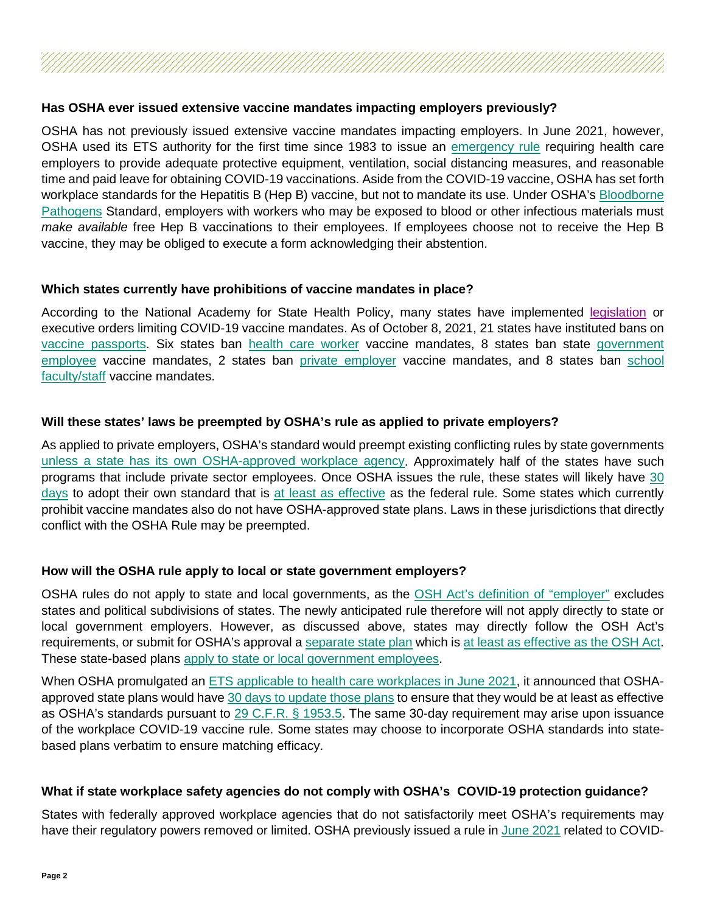### Has OSHA ever issued extensive vaccine mandates impacting employers previously?

OSHA has not previously issued extensive vaccine mandates impacting employers. In June 2021, however, OSHA used its ETS authority for the first time since 1983 to issue an emergency rule requiring health care employers to provide adequate protective equipment, ventilation, social distancing measures, and reasonable time and paid leave for obtaining COVID-19 vaccinations. Aside from the COVID-19 vaccine, OSHA has set forth workplace standards for the Hepatitis B (Hep B) vaccine, but not to mandate its use. Under OSHA's Bloodborne Pathogens Standard, employers with workers who may be exposed to blood or other infectious materials must *make available* free Hep B vaccinations to their employees. If employees choose not to receive the Hep B vaccine, they may be obliged to execute a form acknowledging their abstention.

### Which states currently have prohibitions of vaccine mandates in place?

According to the National Academy for State Health Policy, many states have implemented legislation or executive orders limiting COVID-19 vaccine mandates. As of October 8, 2021, 21 states have instituted bans on vaccine passports. Six states ban health care worker vaccine mandates, 8 states ban state government employee vaccine mandates, 2 states ban private employer vaccine mandates, and 8 states ban school faculty/staff vaccine mandates.

### Will these states' laws be preempted by OSHA's rule as applied to private employers?

As applied to private employers, OSHA's standard would preempt existing conflicting rules by state governments unless a state has its own OSHA-approved workplace agency. Approximately half of the states have such programs that include private sector employees. Once OSHA issues the rule, these states will likely have 30 days to adopt their own standard that is at least as effective as the federal rule. Some states which currently prohibit vaccine mandates also do not have OSHA-approved state plans. Laws in these jurisdictions that directly conflict with the OSHA Rule may be preempted.

### How will the OSHA rule apply to local or state government employers?

OSHA rules do not apply to state and local governments, as the OSH Act's definition of "employer" excludes states and political subdivisions of states. The newly anticipated rule therefore will not apply directly to state or local government employers. However, as discussed above, states may directly follow the OSH Act's requirements, or submit for OSHA's approval a separate state plan which is at least as effective as the OSH Act. These state-based plans apply to state or local government employees.

When OSHA promulgated an ETS applicable to health care workplaces in June 2021, it announced that OSHA-approved state plans would have 30 days to update those plans to ensure that they would be at least as effective as OSHA's standards pursuant to 29 C.F.R. § 1953.5. The same 30-day requirement may arise upon issuance of the workplace COVID-19 vaccine rule. Some states may choose to incorporate OSHA standards into state-based plans verbatim to ensure matching efficacy.

### What if state workplace safety agencies do not comply with OSHA's COVID-19 protection guidance?

States with federally approved workplace agencies that do not satisfactorily meet OSHA's requirements may have their regulatory powers removed or limited. OSHA previously issued a rule in June 2021 related to COVID-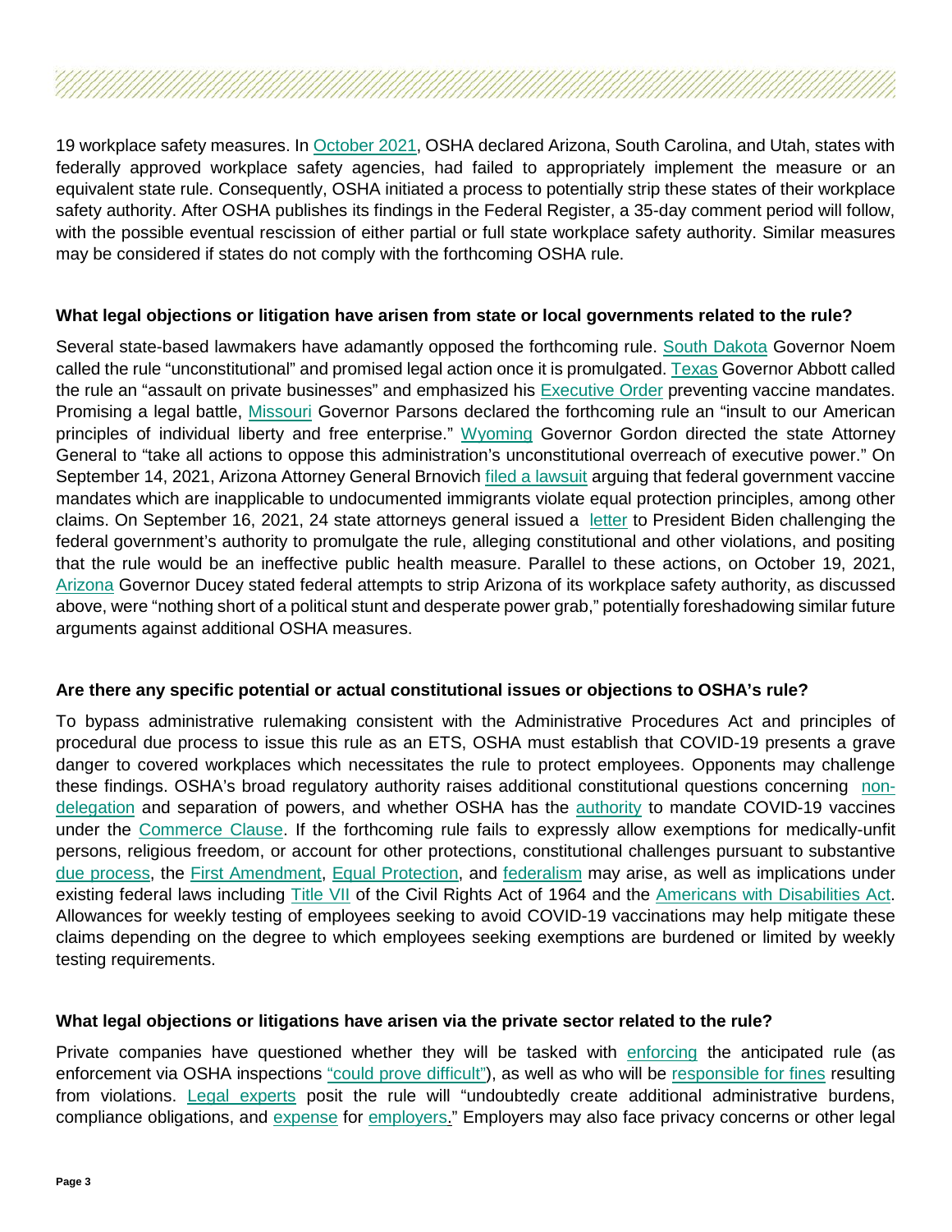19 workplace safety measures. In October 2021, OSHA declared Arizona, South Carolina, and Utah, states with federally approved workplace safety agencies, had failed to appropriately implement the measure or an equivalent state rule. Consequently, OSHA initiated a process to potentially strip these states of their workplace safety authority. After OSHA publishes its findings in the Federal Register, a 35-day comment period will follow, with the possible eventual rescission of either partial or full state workplace safety authority. Similar measures may be considered if states do not comply with the forthcoming OSHA rule.

**What legal objections or litigation have arisen from state or local governments related to the rule?**

Several state-based lawmakers have adamantly opposed the forthcoming rule. South Dakota Governor Noem called the rule "unconstitutional" and promised legal action once it is promulgated. Texas Governor Abbott called the rule an "assault on private businesses" and emphasized his Executive Order preventing vaccine mandates. Promising a legal battle, Missouri Governor Parsons declared the forthcoming rule an "insult to our American principles of individual liberty and free enterprise." Wyoming Governor Gordon directed the state Attorney General to "take all actions to oppose this administration's unconstitutional overreach of executive power." On September 14, 2021, Arizona Attorney General Brnovich filed a lawsuit arguing that federal government vaccine mandates which are inapplicable to undocumented immigrants violate equal protection principles, among other claims. On September 16, 2021, 24 state attorneys general issued a letter to President Biden challenging the federal government's authority to promulgate the rule, alleging constitutional and other violations, and positing that the rule would be an ineffective public health measure. Parallel to these actions, on October 19, 2021, Arizona Governor Ducey stated federal attempts to strip Arizona of its workplace safety authority, as discussed above, were "nothing short of a political stunt and desperate power grab," potentially foreshadowing similar future arguments against additional OSHA measures.

**Are there any specific potential or actual constitutional issues or objections to OSHA's rule?**

To bypass administrative rulemaking consistent with the Administrative Procedures Act and principles of procedural due process to issue this rule as an ETS, OSHA must establish that COVID-19 presents a grave danger to covered workplaces which necessitates the rule to protect employees. Opponents may challenge these findings. OSHA's broad regulatory authority raises additional constitutional questions concerning non-delegation and separation of powers, and whether OSHA has the authority to mandate COVID-19 vaccines under the Commerce Clause. If the forthcoming rule fails to expressly allow exemptions for medically-unfit persons, religious freedom, or account for other protections, constitutional challenges pursuant to substantive due process, the First Amendment, Equal Protection, and federalism may arise, as well as implications under existing federal laws including Title VII of the Civil Rights Act of 1964 and the Americans with Disabilities Act. Allowances for weekly testing of employees seeking to avoid COVID-19 vaccinations may help mitigate these claims depending on the degree to which employees seeking exemptions are burdened or limited by weekly testing requirements.

**What legal objections or litigations have arisen via the private sector related to the rule?**

Private companies have questioned whether they will be tasked with enforcing the anticipated rule (as enforcement via OSHA inspections "could prove difficult"), as well as who will be responsible for fines resulting from violations. Legal experts posit the rule will "undoubtedly create additional administrative burdens, compliance obligations, and expense for employers." Employers may also face privacy concerns or other legal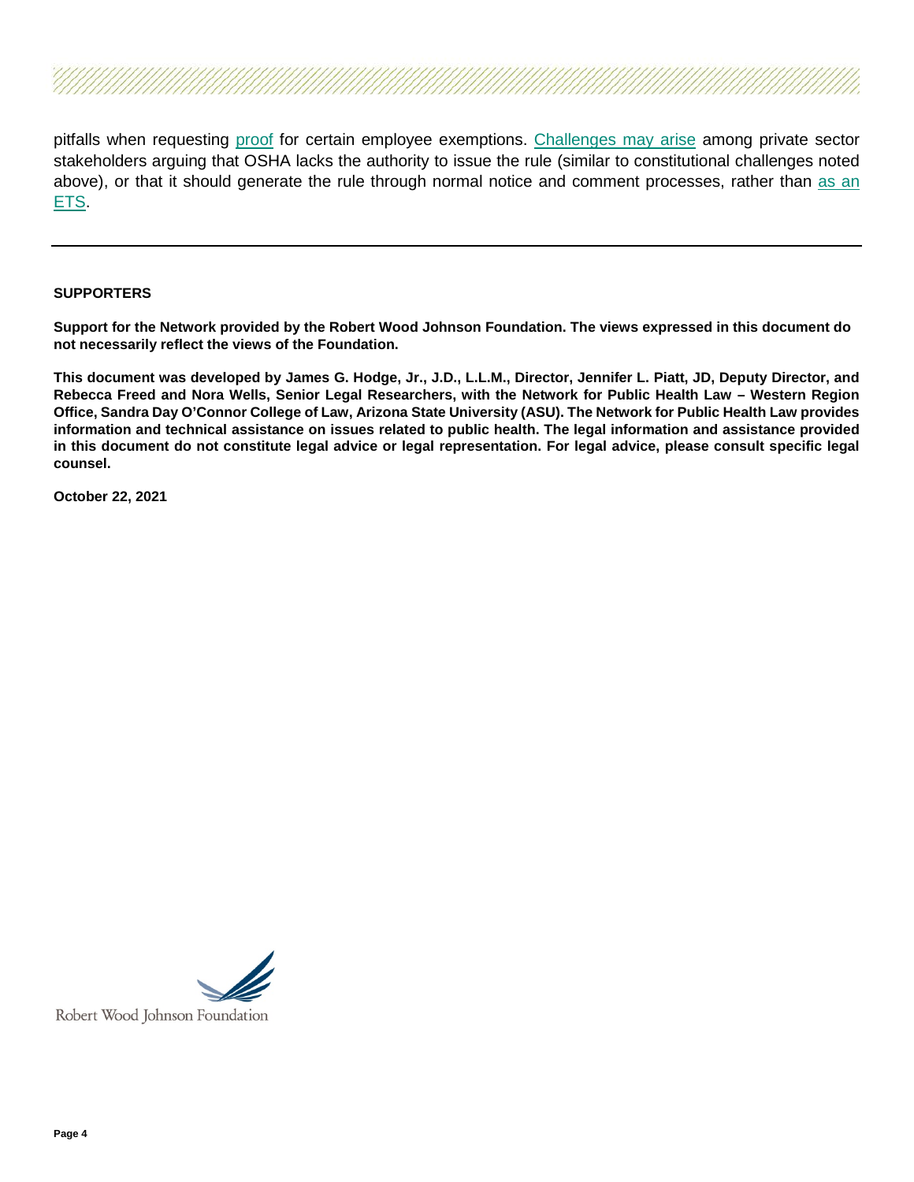pitfalls when requesting proof for certain employee exemptions. Challenges may arise among private sector stakeholders arguing that OSHA lacks the authority to issue the rule (similar to constitutional challenges noted above), or that it should generate the rule through normal notice and comment processes, rather than as an ETS.

---

**SUPPORTERS**

**Support for the Network provided by the Robert Wood Johnson Foundation. The views expressed in this document do not necessarily reflect the views of the Foundation.**

**This document was developed by James G. Hodge, Jr., J.D., L.L.M., Director, Jennifer L. Piatt, JD, Deputy Director, and Rebecca Freed and Nora Wells, Senior Legal Researchers, with the Network for Public Health Law – Western Region Office, Sandra Day O'Connor College of Law, Arizona State University (ASU). The Network for Public Health Law provides information and technical assistance on issues related to public health. The legal information and assistance provided in this document do not constitute legal advice or legal representation. For legal advice, please consult specific legal counsel.**

**October 22, 2021**

Robert Wood Johnson Foundation